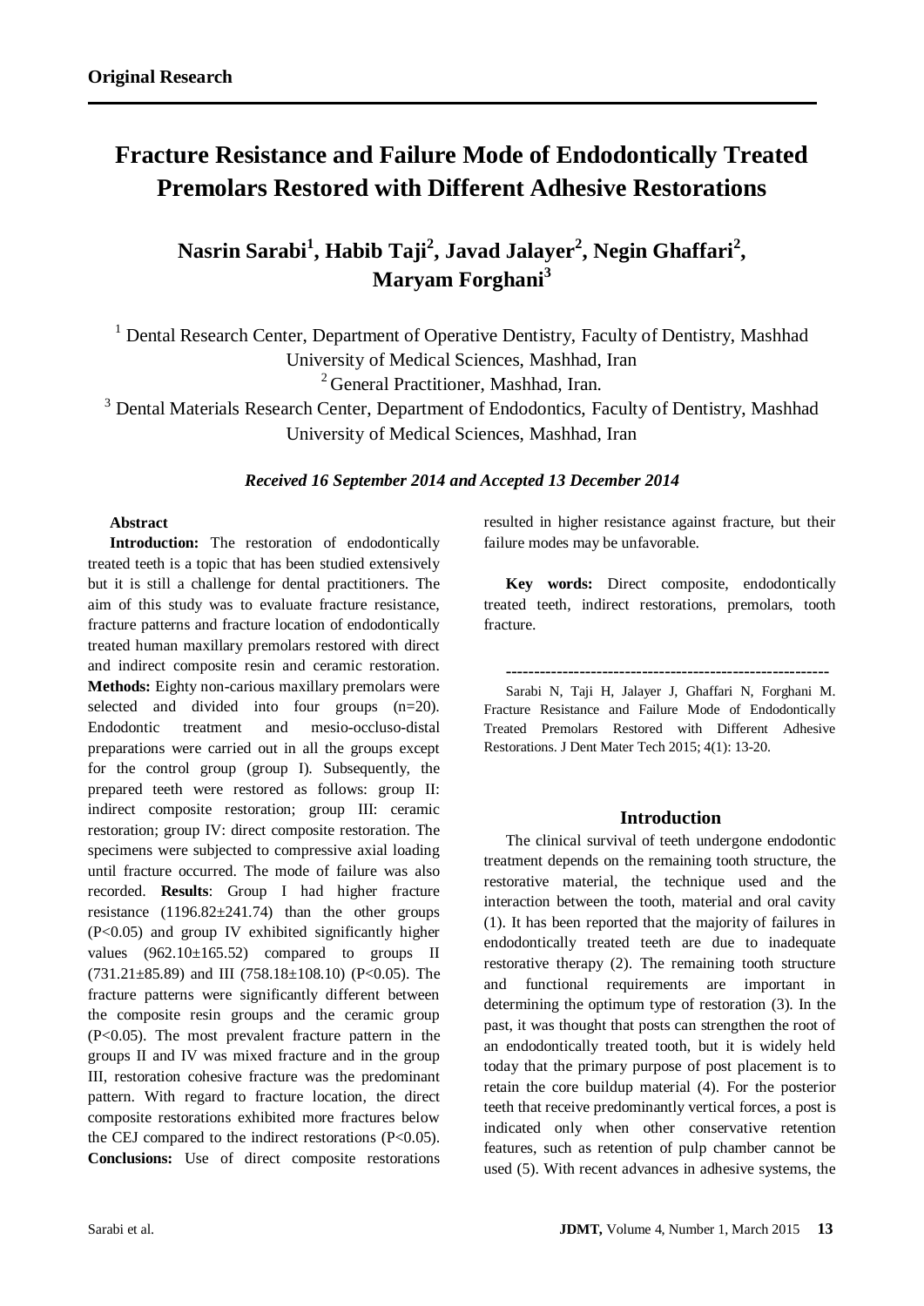**Original Research**

# Fracture Resistance and Failure Mode of Endodontically Treated Premolars Restored with Different Adhesive Restorations

**Nasrin Sarabi[1], Habib Taji[2], Javad Jalayer[2], Negin Ghaffari[2], Maryam Forghani[3]**

[1] Dental Research Center, Department of Operative Dentistry, Faculty of Dentistry, Mashhad University of Medical Sciences, Mashhad, Iran

[2] General Practitioner, Mashhad, Iran.

[3] Dental Materials Research Center, Department of Endodontics, Faculty of Dentistry, Mashhad University of Medical Sciences, Mashhad, Iran

***Received 16 September 2014 and Accepted 13 December 2014***

## Abstract

**Introduction:** The restoration of endodontically treated teeth is a topic that has been studied extensively but it is still a challenge for dental practitioners. The aim of this study was to evaluate fracture resistance, fracture patterns and fracture location of endodontically treated human maxillary premolars restored with direct and indirect composite resin and ceramic restoration. **Methods:** Eighty non-carious maxillary premolars were selected and divided into four groups (n=20). Endodontic treatment and mesio-occluso-distal preparations were carried out in all the groups except for the control group (group I). Subsequently, the prepared teeth were restored as follows: group II: indirect composite restoration; group III: ceramic restoration; group IV: direct composite restoration. The specimens were subjected to compressive axial loading until fracture occurred. The mode of failure was also recorded. **Results**: Group I had higher fracture resistance (1196.82±241.74) than the other groups ($P<0.05$) and group IV exhibited significantly higher values (962.10±165.52) compared to groups II (731.21±85.89) and III (758.18±108.10) ($P<0.05$). The fracture patterns were significantly different between the composite resin groups and the ceramic group ($P<0.05$). The most prevalent fracture pattern in the groups II and IV was mixed fracture and in the group III, restoration cohesive fracture was the predominant pattern. With regard to fracture location, the direct composite restorations exhibited more fractures below the CEJ compared to the indirect restorations ($P<0.05$). **Conclusions:** Use of direct composite restorations resulted in higher resistance against fracture, but their failure modes may be unfavorable.

**Key words:** Direct composite, endodontically treated teeth, indirect restorations, premolars, tooth fracture.

---

Sarabi N, Taji H, Jalayer J, Ghaffari N, Forghani M. Fracture Resistance and Failure Mode of Endodontically Treated Premolars Restored with Different Adhesive Restorations. J Dent Mater Tech 2015; 4(1): 13-20.

## Introduction

The clinical survival of teeth undergone endodontic treatment depends on the remaining tooth structure, the restorative material, the technique used and the interaction between the tooth, material and oral cavity (1). It has been reported that the majority of failures in endodontically treated teeth are due to inadequate restorative therapy (2). The remaining tooth structure and functional requirements are important in determining the optimum type of restoration (3). In the past, it was thought that posts can strengthen the root of an endodontically treated tooth, but it is widely held today that the primary purpose of post placement is to retain the core buildup material (4). For the posterior teeth that receive predominantly vertical forces, a post is indicated only when other conservative retention features, such as retention of pulp chamber cannot be used (5). With recent advances in adhesive systems, the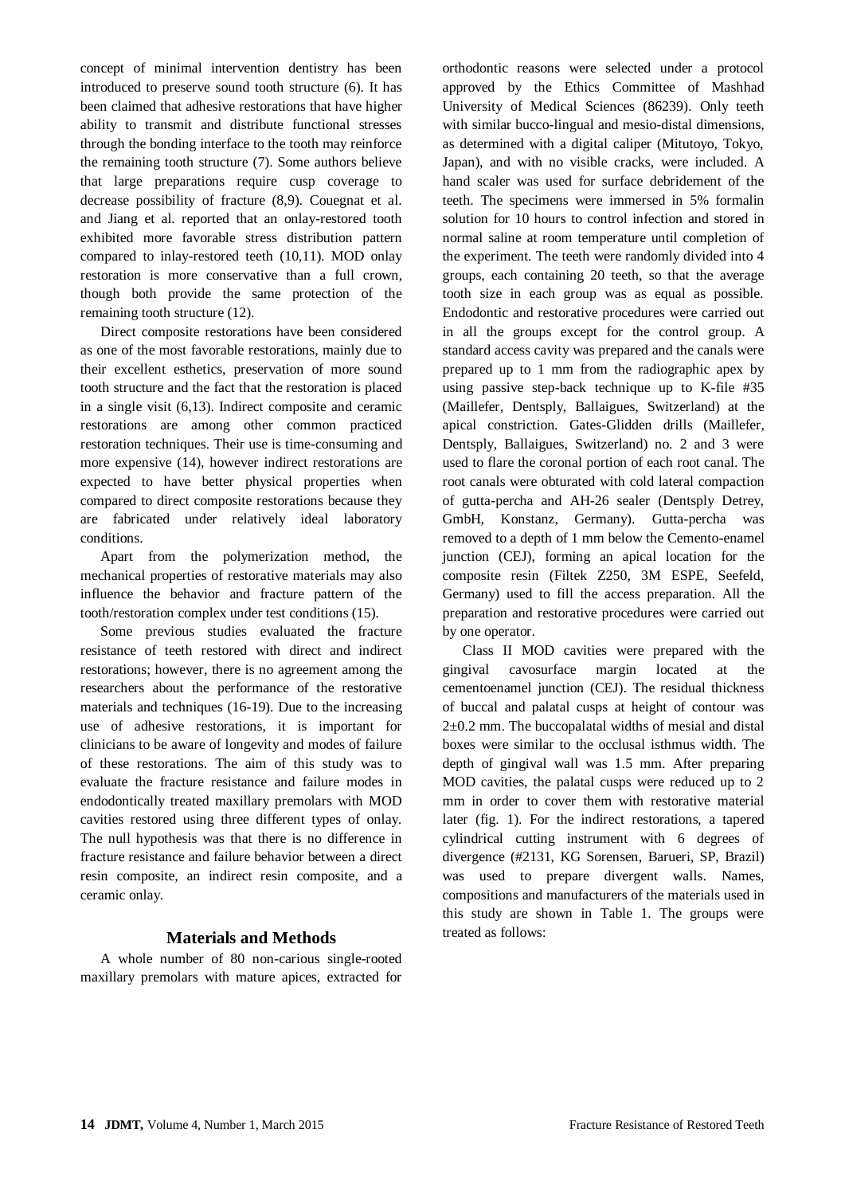concept of minimal intervention dentistry has been introduced to preserve sound tooth structure (6). It has been claimed that adhesive restorations that have higher ability to transmit and distribute functional stresses through the bonding interface to the tooth may reinforce the remaining tooth structure (7). Some authors believe that large preparations require cusp coverage to decrease possibility of fracture (8,9). Couegnat et al. and Jiang et al. reported that an onlay-restored tooth exhibited more favorable stress distribution pattern compared to inlay-restored teeth (10,11). MOD onlay restoration is more conservative than a full crown, though both provide the same protection of the remaining tooth structure (12).

Direct composite restorations have been considered as one of the most favorable restorations, mainly due to their excellent esthetics, preservation of more sound tooth structure and the fact that the restoration is placed in a single visit (6,13). Indirect composite and ceramic restorations are among other common practiced restoration techniques. Their use is time-consuming and more expensive (14), however indirect restorations are expected to have better physical properties when compared to direct composite restorations because they are fabricated under relatively ideal laboratory conditions.

Apart from the polymerization method, the mechanical properties of restorative materials may also influence the behavior and fracture pattern of the tooth/restoration complex under test conditions (15).

Some previous studies evaluated the fracture resistance of teeth restored with direct and indirect restorations; however, there is no agreement among the researchers about the performance of the restorative materials and techniques (16-19). Due to the increasing use of adhesive restorations, it is important for clinicians to be aware of longevity and modes of failure of these restorations. The aim of this study was to evaluate the fracture resistance and failure modes in endodontically treated maxillary premolars with MOD cavities restored using three different types of onlay. The null hypothesis was that there is no difference in fracture resistance and failure behavior between a direct resin composite, an indirect resin composite, and a ceramic onlay.

## Materials and Methods

A whole number of 80 non-carious single-rooted maxillary premolars with mature apices, extracted for orthodontic reasons were selected under a protocol approved by the Ethics Committee of Mashhad University of Medical Sciences (86239). Only teeth with similar bucco-lingual and mesio-distal dimensions, as determined with a digital caliper (Mitutoyo, Tokyo, Japan), and with no visible cracks, were included. A hand scaler was used for surface debridement of the teeth. The specimens were immersed in 5% formalin solution for 10 hours to control infection and stored in normal saline at room temperature until completion of the experiment. The teeth were randomly divided into 4 groups, each containing 20 teeth, so that the average tooth size in each group was as equal as possible. Endodontic and restorative procedures were carried out in all the groups except for the control group. A standard access cavity was prepared and the canals were prepared up to 1 mm from the radiographic apex by using passive step-back technique up to K-file #35 (Maillefer, Dentsply, Ballaigues, Switzerland) at the apical constriction. Gates-Glidden drills (Maillefer, Dentsply, Ballaigues, Switzerland) no. 2 and 3 were used to flare the coronal portion of each root canal. The root canals were obturated with cold lateral compaction of gutta-percha and AH-26 sealer (Dentsply Detrey, GmbH, Konstanz, Germany). Gutta-percha was removed to a depth of 1 mm below the Cemento-enamel junction (CEJ), forming an apical location for the composite resin (Filtek Z250, 3M ESPE, Seefeld, Germany) used to fill the access preparation. All the preparation and restorative procedures were carried out by one operator.

Class II MOD cavities were prepared with the gingival cavosurface margin located at the cementoenamel junction (CEJ). The residual thickness of buccal and palatal cusps at height of contour was 2±0.2 mm. The buccopalatal widths of mesial and distal boxes were similar to the occlusal isthmus width. The depth of gingival wall was 1.5 mm. After preparing MOD cavities, the palatal cusps were reduced up to 2 mm in order to cover them with restorative material later (fig. 1). For the indirect restorations, a tapered cylindrical cutting instrument with 6 degrees of divergence (#2131, KG Sorensen, Barueri, SP, Brazil) was used to prepare divergent walls. Names, compositions and manufacturers of the materials used in this study are shown in Table 1. The groups were treated as follows: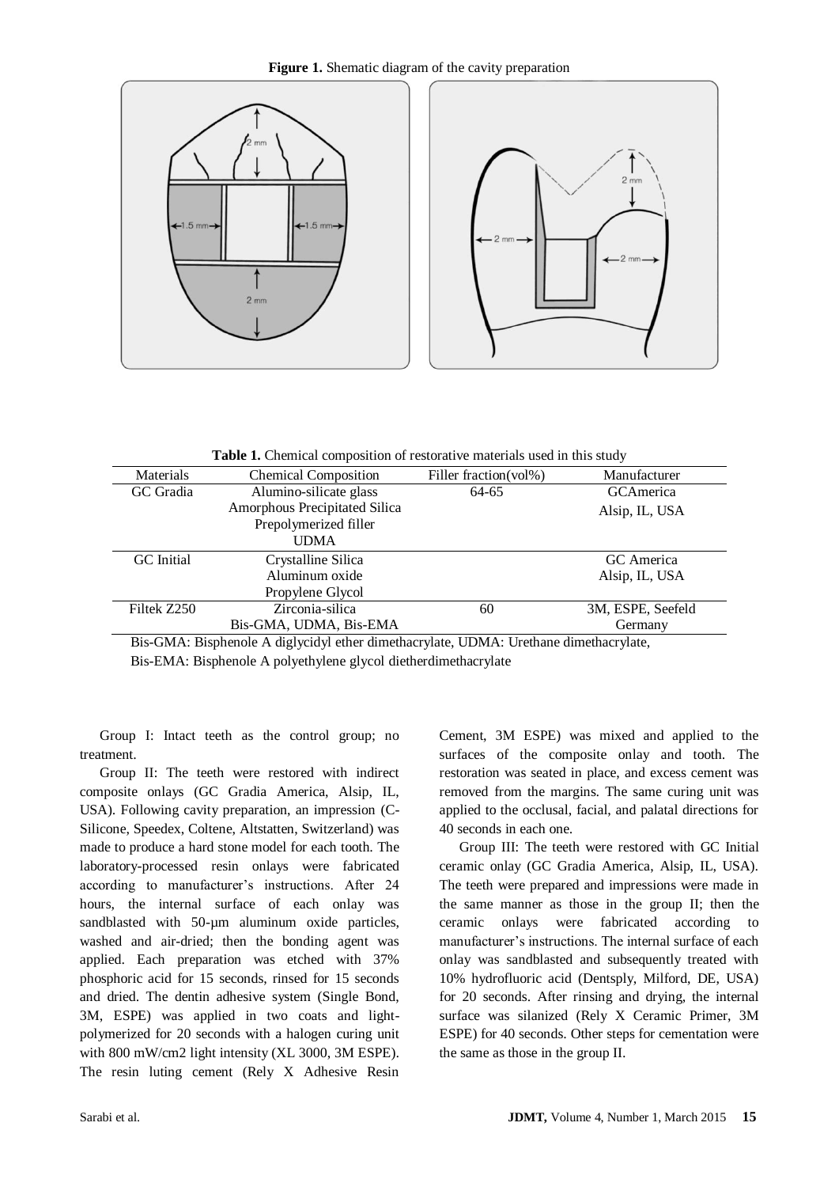**Figure 1.** Shematic diagram of the cavity preparation

**Table 1.** Chemical composition of restorative materials used in this study

| Materials | Chemical Composition | Filler fraction(vol%) | Manufacturer |
|---|---|---|---|
| GC Gradia | Alumino-silicate glass<br>Amorphous Precipitated Silica<br>Prepolymerized filler<br>UDMA | 64-65 | GCAmerica<br>Alsip, IL, USA |
| GC Initial | Crystalline Silica<br>Aluminum oxide<br>Propylene Glycol | | GC America<br>Alsip, IL, USA |
| Filtek Z250 | Zirconia-silica<br>Bis-GMA, UDMA, Bis-EMA | 60 | 3M, ESPE, Seefeld<br>Germany |

Bis-GMA: Bisphenole A diglycidyl ether dimethacrylate, UDMA: Urethane dimethacrylate,
Bis-EMA: Bisphenole A polyethylene glycol dietherdimethacrylate

Group I: Intact teeth as the control group; no treatment.

Group II: The teeth were restored with indirect composite onlays (GC Gradia America, Alsip, IL, USA). Following cavity preparation, an impression (C-Silicone, Speedex, Coltene, Altstatten, Switzerland) was made to produce a hard stone model for each tooth. The laboratory-processed resin onlays were fabricated according to manufacturer's instructions. After 24 hours, the internal surface of each onlay was sandblasted with 50-μm aluminum oxide particles, washed and air-dried; then the bonding agent was applied. Each preparation was etched with 37% phosphoric acid for 15 seconds, rinsed for 15 seconds and dried. The dentin adhesive system (Single Bond, 3M, ESPE) was applied in two coats and light-polymerized for 20 seconds with a halogen curing unit with 800 mW/cm2 light intensity (XL 3000, 3M ESPE). The resin luting cement (Rely X Adhesive Resin Cement, 3M ESPE) was mixed and applied to the surfaces of the composite onlay and tooth. The restoration was seated in place, and excess cement was removed from the margins. The same curing unit was applied to the occlusal, facial, and palatal directions for 40 seconds in each one.

Group III: The teeth were restored with GC Initial ceramic onlay (GC Gradia America, Alsip, IL, USA). The teeth were prepared and impressions were made in the same manner as those in the group II; then the ceramic onlays were fabricated according to manufacturer's instructions. The internal surface of each onlay was sandblasted and subsequently treated with 10% hydrofluoric acid (Dentsply, Milford, DE, USA) for 20 seconds. After rinsing and drying, the internal surface was silanized (Rely X Ceramic Primer, 3M ESPE) for 40 seconds. Other steps for cementation were the same as those in the group II.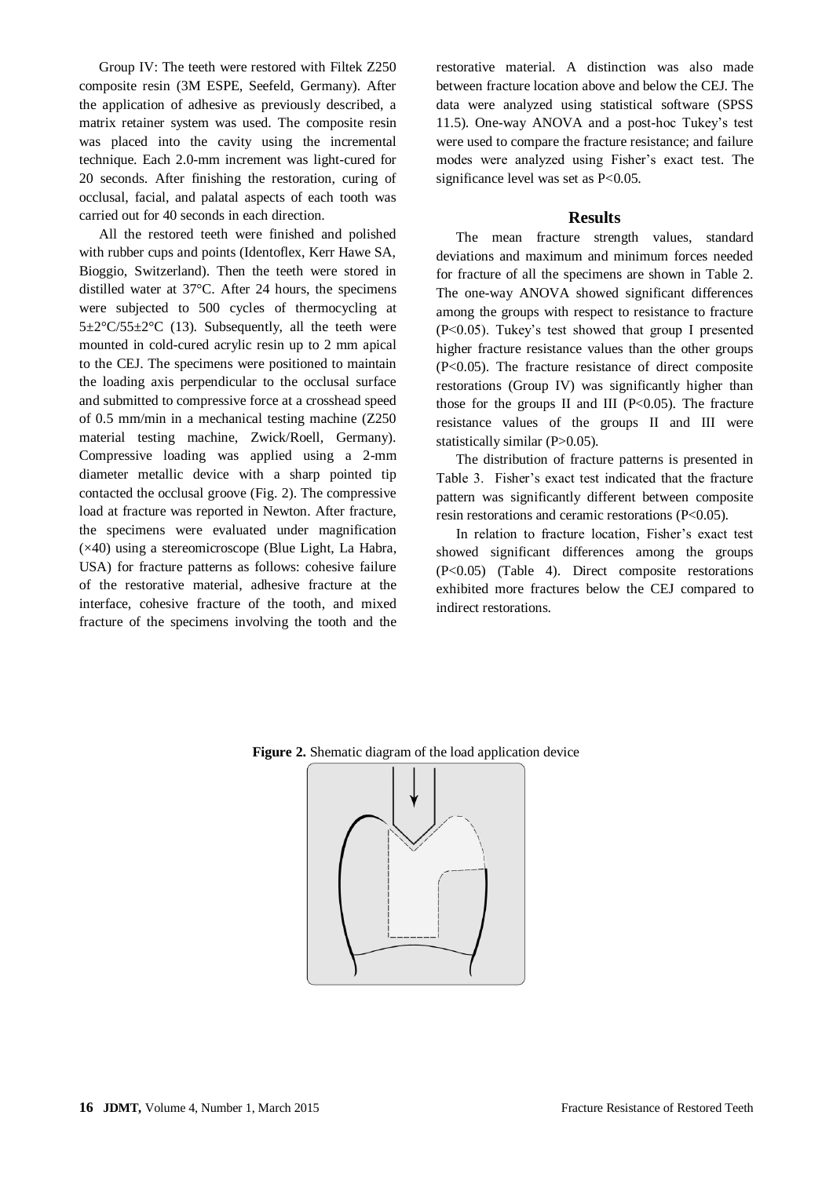Group IV: The teeth were restored with Filtek Z250 composite resin (3M ESPE, Seefeld, Germany). After the application of adhesive as previously described, a matrix retainer system was used. The composite resin was placed into the cavity using the incremental technique. Each 2.0-mm increment was light-cured for 20 seconds. After finishing the restoration, curing of occlusal, facial, and palatal aspects of each tooth was carried out for 40 seconds in each direction.

All the restored teeth were finished and polished with rubber cups and points (Identoflex, Kerr Hawe SA, Bioggio, Switzerland). Then the teeth were stored in distilled water at 37°C. After 24 hours, the specimens were subjected to 500 cycles of thermocycling at 5±2°C/55±2°C (13). Subsequently, all the teeth were mounted in cold-cured acrylic resin up to 2 mm apical to the CEJ. The specimens were positioned to maintain the loading axis perpendicular to the occlusal surface and submitted to compressive force at a crosshead speed of 0.5 mm/min in a mechanical testing machine (Z250 material testing machine, Zwick/Roell, Germany). Compressive loading was applied using a 2-mm diameter metallic device with a sharp pointed tip contacted the occlusal groove (Fig. 2). The compressive load at fracture was reported in Newton. After fracture, the specimens were evaluated under magnification (×40) using a stereomicroscope (Blue Light, La Habra, USA) for fracture patterns as follows: cohesive failure of the restorative material, adhesive fracture at the interface, cohesive fracture of the tooth, and mixed fracture of the specimens involving the tooth and the restorative material. A distinction was also made between fracture location above and below the CEJ. The data were analyzed using statistical software (SPSS 11.5). One-way ANOVA and a post-hoc Tukey's test were used to compare the fracture resistance; and failure modes were analyzed using Fisher's exact test. The significance level was set as $P<0.05$.

## Results

The mean fracture strength values, standard deviations and maximum and minimum forces needed for fracture of all the specimens are shown in Table 2. The one-way ANOVA showed significant differences among the groups with respect to resistance to fracture ($P<0.05$). Tukey's test showed that group I presented higher fracture resistance values than the other groups ($P<0.05$). The fracture resistance of direct composite restorations (Group IV) was significantly higher than those for the groups II and III ($P<0.05$). The fracture resistance values of the groups II and III were statistically similar ($P>0.05$).

The distribution of fracture patterns is presented in Table 3. Fisher's exact test indicated that the fracture pattern was significantly different between composite resin restorations and ceramic restorations ($P<0.05$).

In relation to fracture location, Fisher's exact test showed significant differences among the groups ($P<0.05$) (Table 4). Direct composite restorations exhibited more fractures below the CEJ compared to indirect restorations.

**Figure 2.** Shematic diagram of the load application device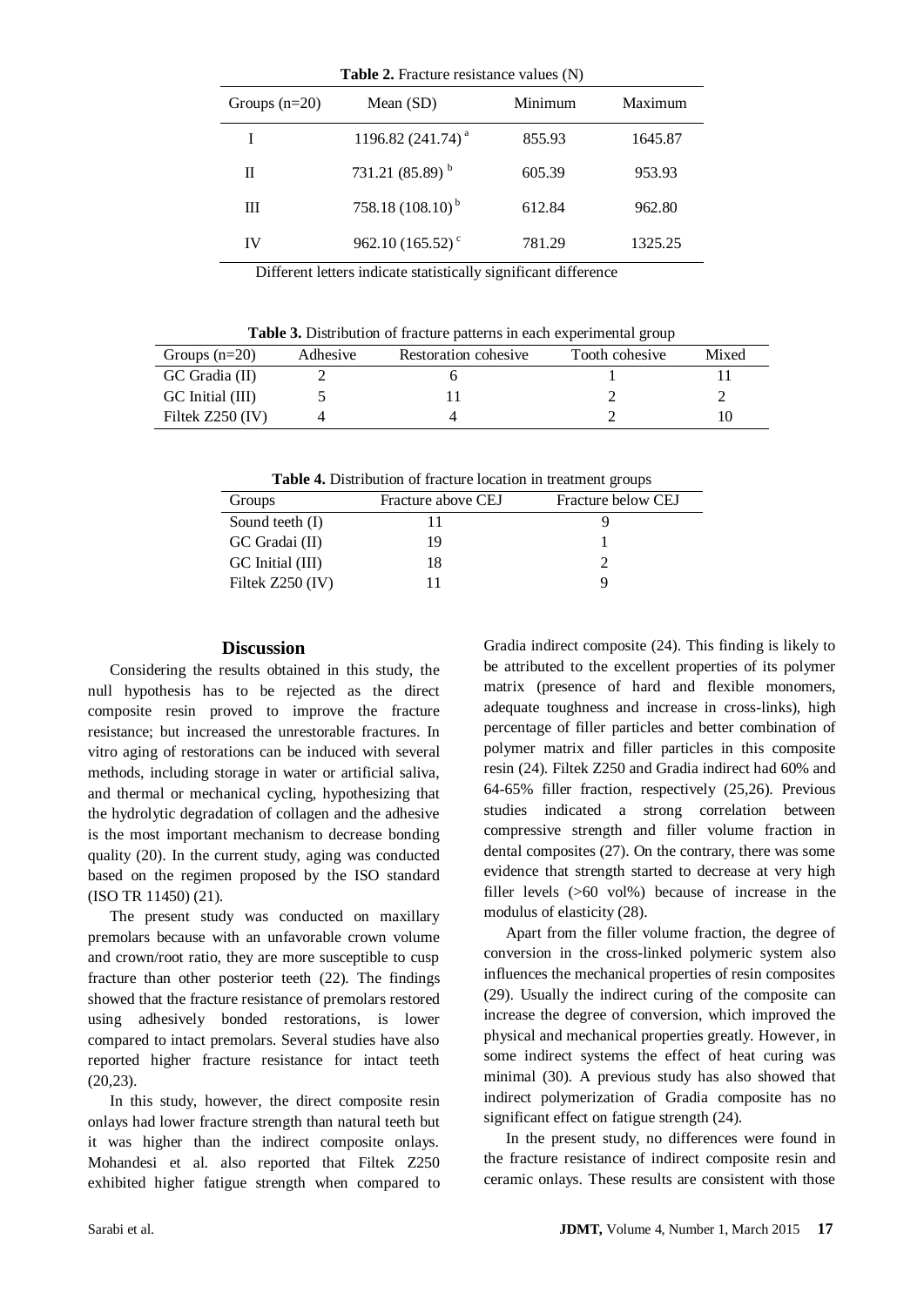**Table 2.** Fracture resistance values (N)

| Groups (n=20) | Mean (SD) | Minimum | Maximum |
|---|---|---|---|
| I | 1196.82 (241.74) [a] | 855.93 | 1645.87 |
| II | 731.21 (85.89) [b] | 605.39 | 953.93 |
| III | 758.18 (108.10) [b] | 612.84 | 962.80 |
| IV | 962.10 (165.52) [c] | 781.29 | 1325.25 |

Different letters indicate statistically significant difference

**Table 3.** Distribution of fracture patterns in each experimental group

| Groups (n=20) | Adhesive | Restoration cohesive | Tooth cohesive | Mixed |
|---|---|---|---|---|
| GC Gradia (II) | 2 | 6 | 1 | 11 |
| GC Initial (III) | 5 | 11 | 2 | 2 |
| Filtek Z250 (IV) | 4 | 4 | 2 | 10 |

**Table 4.** Distribution of fracture location in treatment groups

| Groups | Fracture above CEJ | Fracture below CEJ |
|---|---|---|
| Sound teeth (I) | 11 | 9 |
| GC Gradai (II) | 19 | 1 |
| GC Initial (III) | 18 | 2 |
| Filtek Z250 (IV) | 11 | 9 |

## Discussion

Considering the results obtained in this study, the null hypothesis has to be rejected as the direct composite resin proved to improve the fracture resistance; but increased the unrestorable fractures. In vitro aging of restorations can be induced with several methods, including storage in water or artificial saliva, and thermal or mechanical cycling, hypothesizing that the hydrolytic degradation of collagen and the adhesive is the most important mechanism to decrease bonding quality (20). In the current study, aging was conducted based on the regimen proposed by the ISO standard (ISO TR 11450) (21).

The present study was conducted on maxillary premolars because with an unfavorable crown volume and crown/root ratio, they are more susceptible to cusp fracture than other posterior teeth (22). The findings showed that the fracture resistance of premolars restored using adhesively bonded restorations, is lower compared to intact premolars. Several studies have also reported higher fracture resistance for intact teeth (20,23).

In this study, however, the direct composite resin onlays had lower fracture strength than natural teeth but it was higher than the indirect composite onlays. Mohandesi et al. also reported that Filtek Z250 exhibited higher fatigue strength when compared to Gradia indirect composite (24). This finding is likely to be attributed to the excellent properties of its polymer matrix (presence of hard and flexible monomers, adequate toughness and increase in cross-links), high percentage of filler particles and better combination of polymer matrix and filler particles in this composite resin (24). Filtek Z250 and Gradia indirect had 60% and 64-65% filler fraction, respectively (25,26). Previous studies indicated a strong correlation between compressive strength and filler volume fraction in dental composites (27). On the contrary, there was some evidence that strength started to decrease at very high filler levels (>60 vol%) because of increase in the modulus of elasticity (28).

Apart from the filler volume fraction, the degree of conversion in the cross-linked polymeric system also influences the mechanical properties of resin composites (29). Usually the indirect curing of the composite can increase the degree of conversion, which improved the physical and mechanical properties greatly. However, in some indirect systems the effect of heat curing was minimal (30). A previous study has also showed that indirect polymerization of Gradia composite has no significant effect on fatigue strength (24).

In the present study, no differences were found in the fracture resistance of indirect composite resin and ceramic onlays. These results are consistent with those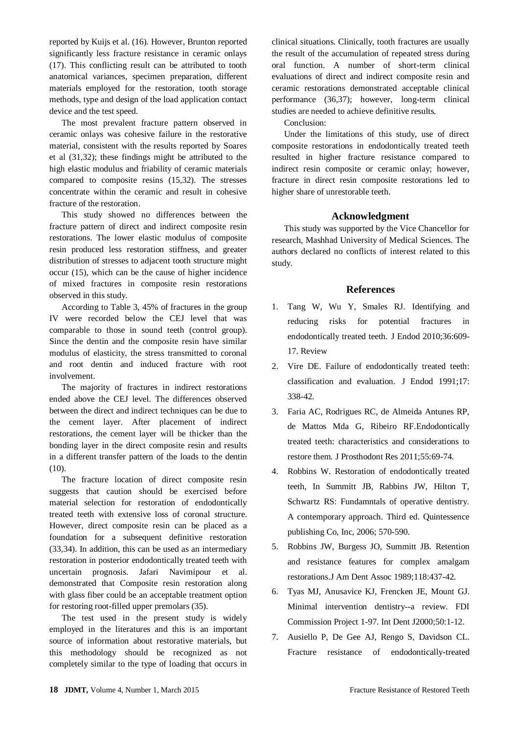reported by Kuijs et al. (16). However, Brunton reported significantly less fracture resistance in ceramic onlays (17). This conflicting result can be attributed to tooth anatomical variances, specimen preparation, different materials employed for the restoration, tooth storage methods, type and design of the load application contact device and the test speed.

The most prevalent fracture pattern observed in ceramic onlays was cohesive failure in the restorative material, consistent with the results reported by Soares et al (31,32); these findings might be attributed to the high elastic modulus and friability of ceramic materials compared to composite resins (15,32). The stresses concentrate within the ceramic and result in cohesive fracture of the restoration.

This study showed no differences between the fracture pattern of direct and indirect composite resin restorations. The lower elastic modulus of composite resin produced less restoration stiffness, and greater distribution of stresses to adjacent tooth structure might occur (15), which can be the cause of higher incidence of mixed fractures in composite resin restorations observed in this study.

According to Table 3, 45% of fractures in the group IV were recorded below the CEJ level that was comparable to those in sound teeth (control group). Since the dentin and the composite resin have similar modulus of elasticity, the stress transmitted to coronal and root dentin and induced fracture with root involvement.

The majority of fractures in indirect restorations ended above the CEJ level. The differences observed between the direct and indirect techniques can be due to the cement layer. After placement of indirect restorations, the cement layer will be thicker than the bonding layer in the direct composite resin and results in a different transfer pattern of the loads to the dentin (10).

The fracture location of direct composite resin suggests that caution should be exercised before material selection for restoration of endodontically treated teeth with extensive loss of coronal structure. However, direct composite resin can be placed as a foundation for a subsequent definitive restoration (33,34). In addition, this can be used as an intermediary restoration in posterior endodontically treated teeth with uncertain prognosis. Jafari Navimipour et al. demonstrated that Composite resin restoration along with glass fiber could be an acceptable treatment option for restoring root-filled upper premolars (35).

The test used in the present study is widely employed in the literatures and this is an important source of information about restorative materials, but this methodology should be recognized as not completely similar to the type of loading that occurs in clinical situations. Clinically, tooth fractures are usually the result of the accumulation of repeated stress during oral function. A number of short-term clinical evaluations of direct and indirect composite resin and ceramic restorations demonstrated acceptable clinical performance (36,37); however, long-term clinical studies are needed to achieve definitive results.

Conclusion:

Under the limitations of this study, use of direct composite restorations in endodontically treated teeth resulted in higher fracture resistance compared to indirect resin composite or ceramic onlay; however, fracture in direct resin composite restorations led to higher share of unrestorable teeth.

## Acknowledgment

This study was supported by the Vice Chancellor for research, Mashhad University of Medical Sciences. The authors declared no conflicts of interest related to this study.

## References

1. Tang W, Wu Y, Smales RJ. Identifying and reducing risks for potential fractures in endodontically treated teeth. J Endod 2010;36:609-17. Review
2. Vire DE. Failure of endodontically treated teeth: classification and evaluation. J Endod 1991;17: 338-42.
3. Faria AC, Rodrigues RC, de Almeida Antunes RP, de Mattos Mda G, Ribeiro RF.Endodontically treated teeth: characteristics and considerations to restore them. J Prosthodont Res 2011;55:69-74.
4. Robbins W. Restoration of endodontically treated teeth, In Summitt JB, Rabbins JW, Hilton T, Schwartz RS: Fundamntals of operative dentistry. A contemporary approach. Third ed. Quintessence publishing Co, Inc, 2006; 570-590.
5. Robbins JW, Burgess JO, Summitt JB. Retention and resistance features for complex amalgam restorations.J Am Dent Assoc 1989;118:437-42.
6. Tyas MJ, Anusavice KJ, Frencken JE, Mount GJ. Minimal intervention dentistry--a review. FDI Commission Project 1-97. Int Dent J2000;50:1-12.
7. Ausiello P, De Gee AJ, Rengo S, Davidson CL. Fracture resistance of endodontically-treated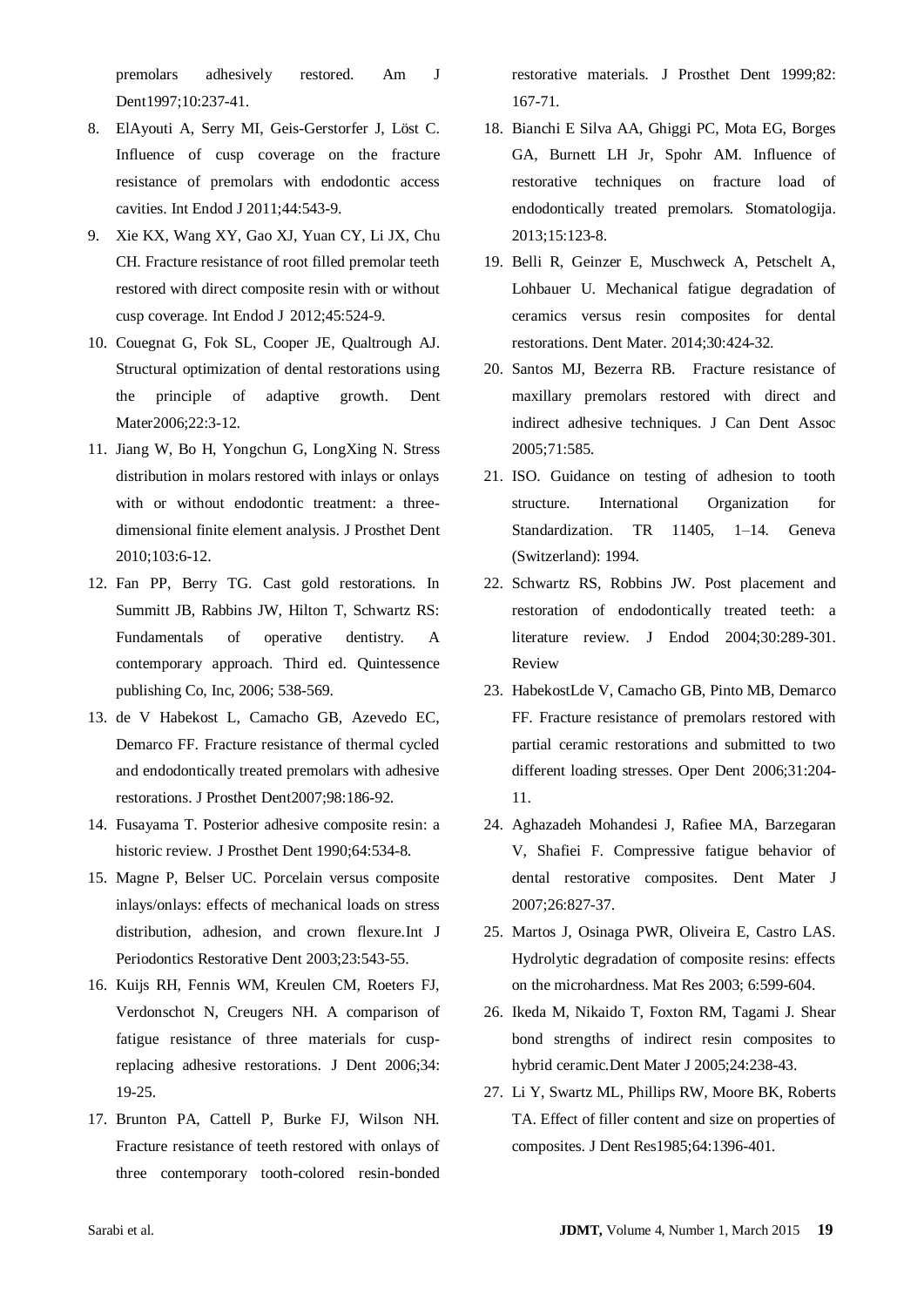premolars adhesively restored. Am J Dent1997;10:237-41.

8. ElAyouti A, Serry MI, Geis-Gerstorfer J, Löst C. Influence of cusp coverage on the fracture resistance of premolars with endodontic access cavities. Int Endod J 2011;44:543-9.
9. Xie KX, Wang XY, Gao XJ, Yuan CY, Li JX, Chu CH. Fracture resistance of root filled premolar teeth restored with direct composite resin with or without cusp coverage. Int Endod J 2012;45:524-9.
10. Couegnat G, Fok SL, Cooper JE, Qualtrough AJ. Structural optimization of dental restorations using the principle of adaptive growth. Dent Mater2006;22:3-12.
11. Jiang W, Bo H, Yongchun G, LongXing N. Stress distribution in molars restored with inlays or onlays with or without endodontic treatment: a three-dimensional finite element analysis. J Prosthet Dent 2010;103:6-12.
12. Fan PP, Berry TG. Cast gold restorations. In Summitt JB, Rabbins JW, Hilton T, Schwartz RS: Fundamentals of operative dentistry. A contemporary approach. Third ed. Quintessence publishing Co, Inc, 2006; 538-569.
13. de V Habekost L, Camacho GB, Azevedo EC, Demarco FF. Fracture resistance of thermal cycled and endodontically treated premolars with adhesive restorations. J Prosthet Dent2007;98:186-92.
14. Fusayama T. Posterior adhesive composite resin: a historic review. J Prosthet Dent 1990;64:534-8.
15. Magne P, Belser UC. Porcelain versus composite inlays/onlays: effects of mechanical loads on stress distribution, adhesion, and crown flexure.Int J Periodontics Restorative Dent 2003;23:543-55.
16. Kuijs RH, Fennis WM, Kreulen CM, Roeters FJ, Verdonschot N, Creugers NH. A comparison of fatigue resistance of three materials for cusp-replacing adhesive restorations. J Dent 2006;34: 19-25.
17. Brunton PA, Cattell P, Burke FJ, Wilson NH. Fracture resistance of teeth restored with onlays of three contemporary tooth-colored resin-bonded restorative materials. J Prosthet Dent 1999;82: 167-71.
18. Bianchi E Silva AA, Ghiggi PC, Mota EG, Borges GA, Burnett LH Jr, Spohr AM. Influence of restorative techniques on fracture load of endodontically treated premolars. Stomatologija. 2013;15:123-8.
19. Belli R, Geinzer E, Muschweck A, Petschelt A, Lohbauer U. Mechanical fatigue degradation of ceramics versus resin composites for dental restorations. Dent Mater. 2014;30:424-32.
20. Santos MJ, Bezerra RB. Fracture resistance of maxillary premolars restored with direct and indirect adhesive techniques. J Can Dent Assoc 2005;71:585.
21. ISO. Guidance on testing of adhesion to tooth structure. International Organization for Standardization. TR 11405, 1–14. Geneva (Switzerland): 1994.
22. Schwartz RS, Robbins JW. Post placement and restoration of endodontically treated teeth: a literature review. J Endod 2004;30:289-301. Review
23. HabekostLde V, Camacho GB, Pinto MB, Demarco FF. Fracture resistance of premolars restored with partial ceramic restorations and submitted to two different loading stresses. Oper Dent 2006;31:204-11.
24. Aghazadeh Mohandesi J, Rafiee MA, Barzegaran V, Shafiei F. Compressive fatigue behavior of dental restorative composites. Dent Mater J 2007;26:827-37.
25. Martos J, Osinaga PWR, Oliveira E, Castro LAS. Hydrolytic degradation of composite resins: effects on the microhardness. Mat Res 2003; 6:599-604.
26. Ikeda M, Nikaido T, Foxton RM, Tagami J. Shear bond strengths of indirect resin composites to hybrid ceramic.Dent Mater J 2005;24:238-43.
27. Li Y, Swartz ML, Phillips RW, Moore BK, Roberts TA. Effect of filler content and size on properties of composites. J Dent Res1985;64:1396-401.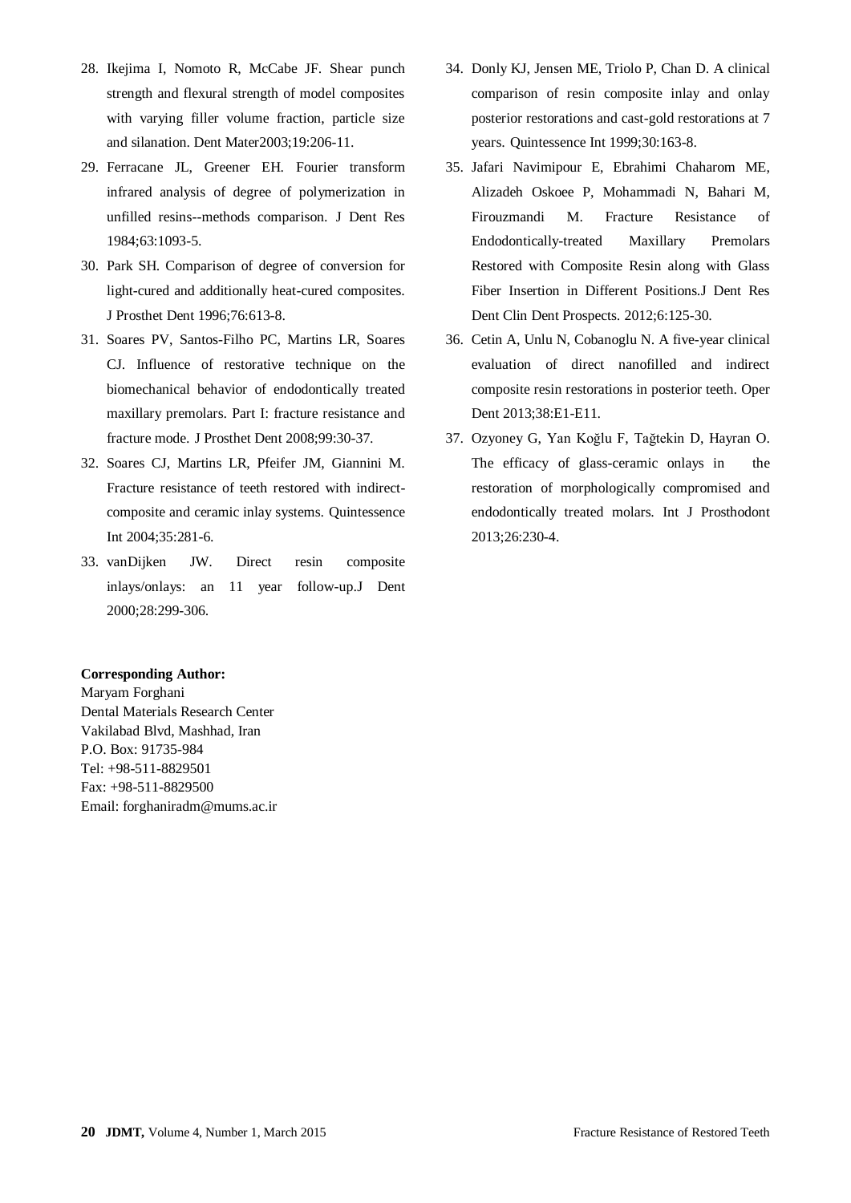28. Ikejima I, Nomoto R, McCabe JF. Shear punch strength and flexural strength of model composites with varying filler volume fraction, particle size and silanation. Dent Mater2003;19:206-11.
29. Ferracane JL, Greener EH. Fourier transform infrared analysis of degree of polymerization in unfilled resins--methods comparison. J Dent Res 1984;63:1093-5.
30. Park SH. Comparison of degree of conversion for light-cured and additionally heat-cured composites. J Prosthet Dent 1996;76:613-8.
31. Soares PV, Santos-Filho PC, Martins LR, Soares CJ. Influence of restorative technique on the biomechanical behavior of endodontically treated maxillary premolars. Part I: fracture resistance and fracture mode. J Prosthet Dent 2008;99:30-37.
32. Soares CJ, Martins LR, Pfeifer JM, Giannini M. Fracture resistance of teeth restored with indirect-composite and ceramic inlay systems. Quintessence Int 2004;35:281-6.
33. vanDijken JW. Direct resin composite inlays/onlays: an 11 year follow-up.J Dent 2000;28:299-306.
34. Donly KJ, Jensen ME, Triolo P, Chan D. A clinical comparison of resin composite inlay and onlay posterior restorations and cast-gold restorations at 7 years. Quintessence Int 1999;30:163-8.
35. Jafari Navimipour E, Ebrahimi Chaharom ME, Alizadeh Oskoee P, Mohammadi N, Bahari M, Firouzmandi M. Fracture Resistance of Endodontically-treated Maxillary Premolars Restored with Composite Resin along with Glass Fiber Insertion in Different Positions.J Dent Res Dent Clin Dent Prospects. 2012;6:125-30.
36. Cetin A, Unlu N, Cobanoglu N. A five-year clinical evaluation of direct nanofilled and indirect composite resin restorations in posterior teeth. Oper Dent 2013;38:E1-E11.
37. Ozyoney G, Yan Koğlu F, Tağtekin D, Hayran O. The efficacy of glass-ceramic onlays in the restoration of morphologically compromised and endodontically treated molars. Int J Prosthodont 2013;26:230-4.

**Corresponding Author:**
Maryam Forghani
Dental Materials Research Center
Vakilabad Blvd, Mashhad, Iran
P.O. Box: 91735-984
Tel: +98-511-8829501
Fax: +98-511-8829500
Email: forghaniradm@mums.ac.ir